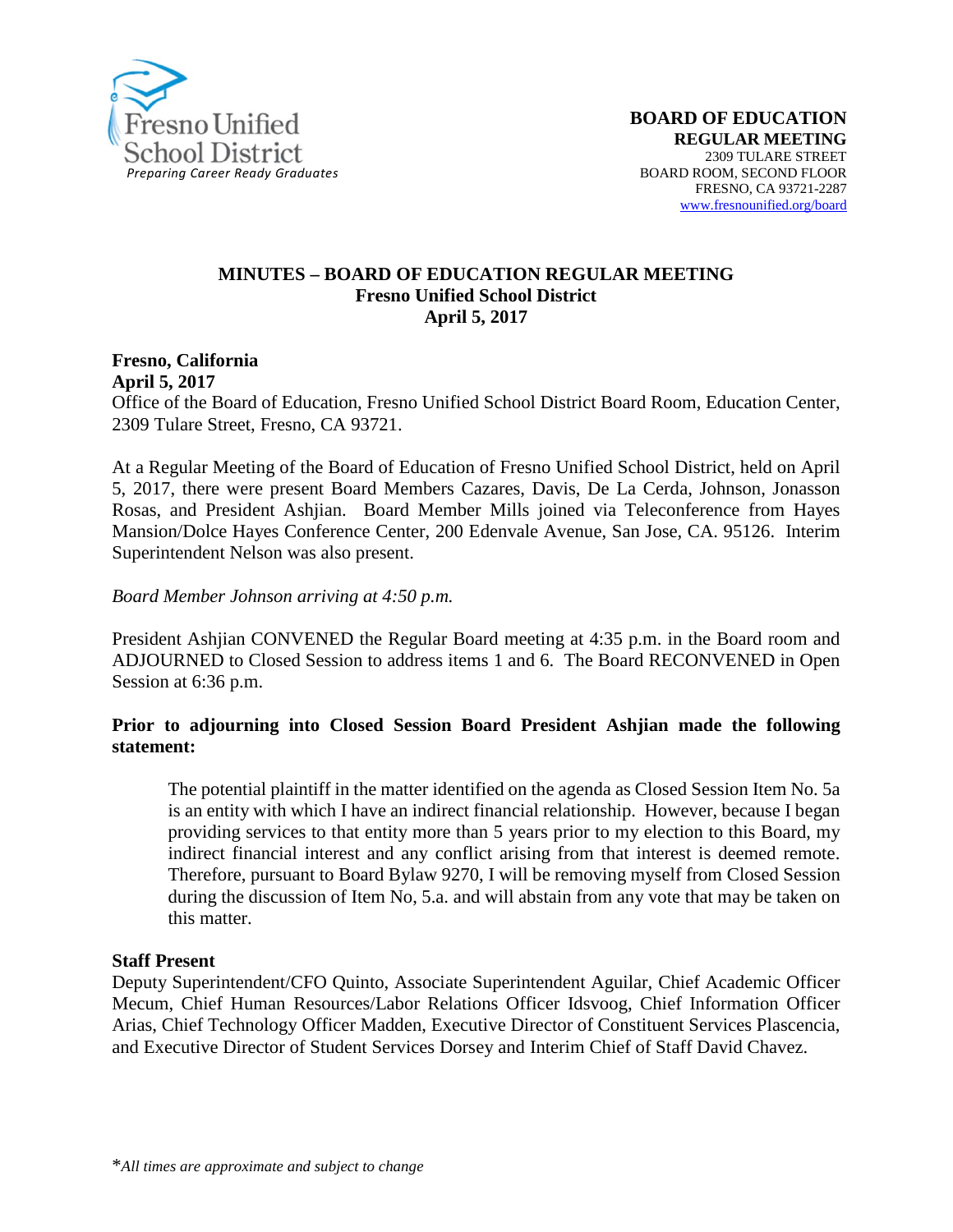Fresno Unified School District
*Preparing Career Ready Graduates*

**BOARD OF EDUCATION**
**REGULAR MEETING**
2309 TULARE STREET
BOARD ROOM, SECOND FLOOR
FRESNO, CA 93721-2287
www.fresnounified.org/board

# MINUTES – BOARD OF EDUCATION REGULAR MEETING
## Fresno Unified School District
## April 5, 2017

**Fresno, California**
**April 5, 2017**
Office of the Board of Education, Fresno Unified School District Board Room, Education Center, 2309 Tulare Street, Fresno, CA 93721.

At a Regular Meeting of the Board of Education of Fresno Unified School District, held on April 5, 2017, there were present Board Members Cazares, Davis, De La Cerda, Johnson, Jonasson Rosas, and President Ashjian. Board Member Mills joined via Teleconference from Hayes Mansion/Dolce Hayes Conference Center, 200 Edenvale Avenue, San Jose, CA. 95126. Interim Superintendent Nelson was also present.

*Board Member Johnson arriving at 4:50 p.m.*

President Ashjian CONVENED the Regular Board meeting at 4:35 p.m. in the Board room and ADJOURNED to Closed Session to address items 1 and 6. The Board RECONVENED in Open Session at 6:36 p.m.

**Prior to adjourning into Closed Session Board President Ashjian made the following statement:**

> The potential plaintiff in the matter identified on the agenda as Closed Session Item No. 5a is an entity with which I have an indirect financial relationship. However, because I began providing services to that entity more than 5 years prior to my election to this Board, my indirect financial interest and any conflict arising from that interest is deemed remote. Therefore, pursuant to Board Bylaw 9270, I will be removing myself from Closed Session during the discussion of Item No, 5.a. and will abstain from any vote that may be taken on this matter.

**Staff Present**
Deputy Superintendent/CFO Quinto, Associate Superintendent Aguilar, Chief Academic Officer Mecum, Chief Human Resources/Labor Relations Officer Idsvoog, Chief Information Officer Arias, Chief Technology Officer Madden, Executive Director of Constituent Services Plascencia, and Executive Director of Student Services Dorsey and Interim Chief of Staff David Chavez.

*\*All times are approximate and subject to change*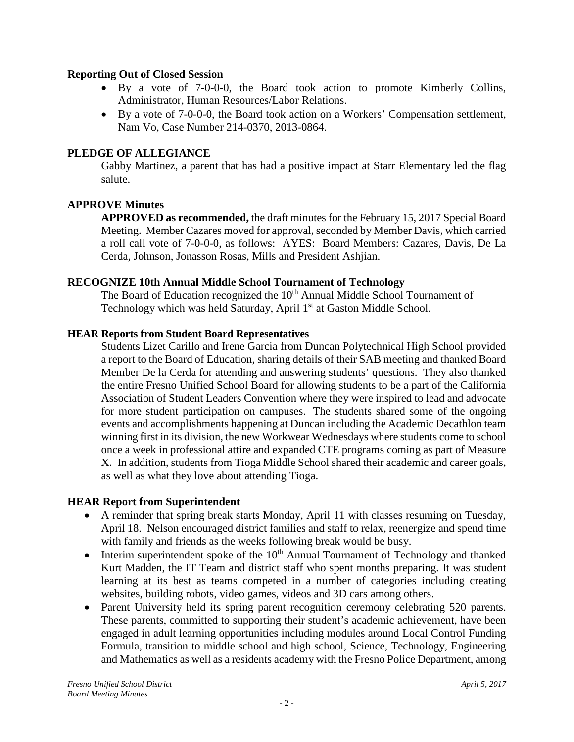**Reporting Out of Closed Session**

- By a vote of 7-0-0-0, the Board took action to promote Kimberly Collins, Administrator, Human Resources/Labor Relations.
- By a vote of 7-0-0-0, the Board took action on a Workers' Compensation settlement, Nam Vo, Case Number 214-0370, 2013-0864.

**PLEDGE OF ALLEGIANCE**

Gabby Martinez, a parent that has had a positive impact at Starr Elementary led the flag salute.

**APPROVE Minutes**

**APPROVED as recommended,** the draft minutes for the February 15, 2017 Special Board Meeting. Member Cazares moved for approval, seconded by Member Davis, which carried a roll call vote of 7-0-0-0, as follows: AYES: Board Members: Cazares, Davis, De La Cerda, Johnson, Jonasson Rosas, Mills and President Ashjian.

**RECOGNIZE 10th Annual Middle School Tournament of Technology**

The Board of Education recognized the 10th Annual Middle School Tournament of Technology which was held Saturday, April 1st at Gaston Middle School.

**HEAR Reports from Student Board Representatives**

Students Lizet Carillo and Irene Garcia from Duncan Polytechnical High School provided a report to the Board of Education, sharing details of their SAB meeting and thanked Board Member De la Cerda for attending and answering students' questions. They also thanked the entire Fresno Unified School Board for allowing students to be a part of the California Association of Student Leaders Convention where they were inspired to lead and advocate for more student participation on campuses. The students shared some of the ongoing events and accomplishments happening at Duncan including the Academic Decathlon team winning first in its division, the new Workwear Wednesdays where students come to school once a week in professional attire and expanded CTE programs coming as part of Measure X. In addition, students from Tioga Middle School shared their academic and career goals, as well as what they love about attending Tioga.

**HEAR Report from Superintendent**

- A reminder that spring break starts Monday, April 11 with classes resuming on Tuesday, April 18. Nelson encouraged district families and staff to relax, reenergize and spend time with family and friends as the weeks following break would be busy.
- Interim superintendent spoke of the 10th Annual Tournament of Technology and thanked Kurt Madden, the IT Team and district staff who spent months preparing. It was student learning at its best as teams competed in a number of categories including creating websites, building robots, video games, videos and 3D cars among others.
- Parent University held its spring parent recognition ceremony celebrating 520 parents. These parents, committed to supporting their student's academic achievement, have been engaged in adult learning opportunities including modules around Local Control Funding Formula, transition to middle school and high school, Science, Technology, Engineering and Mathematics as well as a residents academy with the Fresno Police Department, among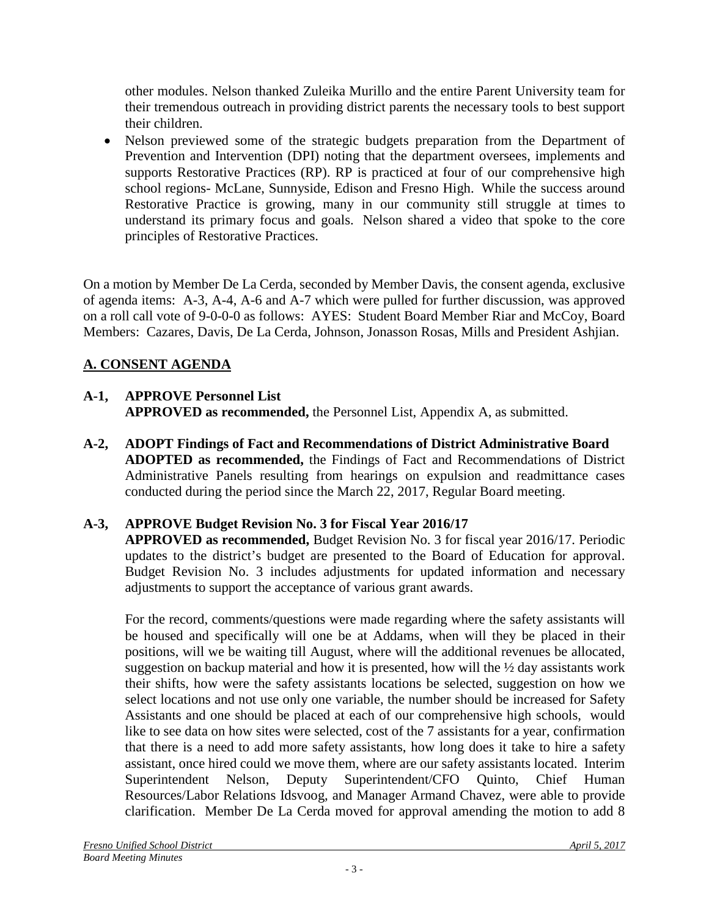other modules. Nelson thanked Zuleika Murillo and the entire Parent University team for their tremendous outreach in providing district parents the necessary tools to best support their children.

- Nelson previewed some of the strategic budgets preparation from the Department of Prevention and Intervention (DPI) noting that the department oversees, implements and supports Restorative Practices (RP). RP is practiced at four of our comprehensive high school regions- McLane, Sunnyside, Edison and Fresno High. While the success around Restorative Practice is growing, many in our community still struggle at times to understand its primary focus and goals. Nelson shared a video that spoke to the core principles of Restorative Practices.

On a motion by Member De La Cerda, seconded by Member Davis, the consent agenda, exclusive of agenda items: A-3, A-4, A-6 and A-7 which were pulled for further discussion, was approved on a roll call vote of 9-0-0-0 as follows: AYES: Student Board Member Riar and McCoy, Board Members: Cazares, Davis, De La Cerda, Johnson, Jonasson Rosas, Mills and President Ashjian.

## A. CONSENT AGENDA

**A-1, APPROVE Personnel List**
**APPROVED as recommended,** the Personnel List, Appendix A, as submitted.

**A-2, ADOPT Findings of Fact and Recommendations of District Administrative Board**
**ADOPTED as recommended,** the Findings of Fact and Recommendations of District Administrative Panels resulting from hearings on expulsion and readmittance cases conducted during the period since the March 22, 2017, Regular Board meeting.

**A-3, APPROVE Budget Revision No. 3 for Fiscal Year 2016/17**
**APPROVED as recommended,** Budget Revision No. 3 for fiscal year 2016/17. Periodic updates to the district's budget are presented to the Board of Education for approval. Budget Revision No. 3 includes adjustments for updated information and necessary adjustments to support the acceptance of various grant awards.

For the record, comments/questions were made regarding where the safety assistants will be housed and specifically will one be at Addams, when will they be placed in their positions, will we be waiting till August, where will the additional revenues be allocated, suggestion on backup material and how it is presented, how will the ½ day assistants work their shifts, how were the safety assistants locations be selected, suggestion on how we select locations and not use only one variable, the number should be increased for Safety Assistants and one should be placed at each of our comprehensive high schools, would like to see data on how sites were selected, cost of the 7 assistants for a year, confirmation that there is a need to add more safety assistants, how long does it take to hire a safety assistant, once hired could we move them, where are our safety assistants located. Interim Superintendent Nelson, Deputy Superintendent/CFO Quinto, Chief Human Resources/Labor Relations Idsvoog, and Manager Armand Chavez, were able to provide clarification. Member De La Cerda moved for approval amending the motion to add 8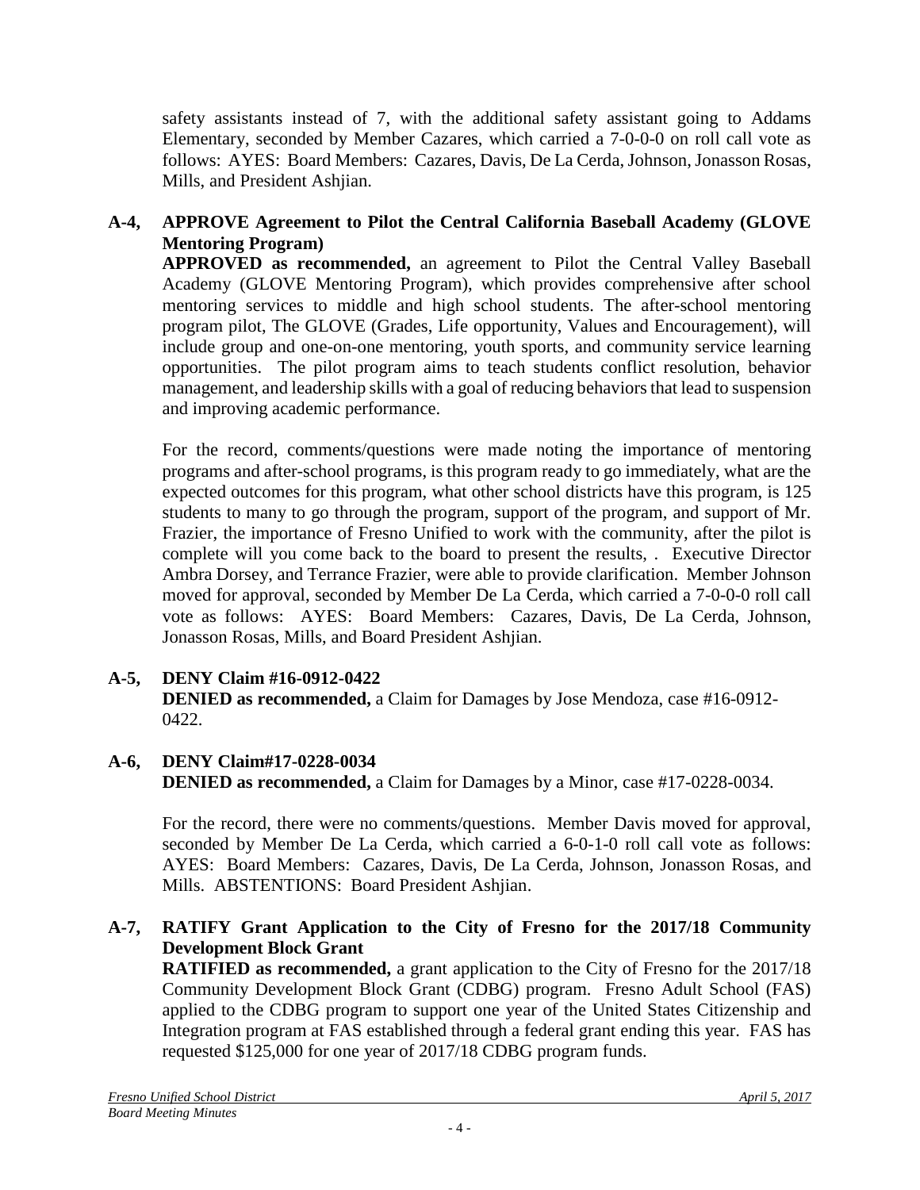safety assistants instead of 7, with the additional safety assistant going to Addams Elementary, seconded by Member Cazares, which carried a 7-0-0-0 on roll call vote as follows: AYES: Board Members: Cazares, Davis, De La Cerda, Johnson, Jonasson Rosas, Mills, and President Ashjian.

**A-4, APPROVE Agreement to Pilot the Central California Baseball Academy (GLOVE Mentoring Program)**

**APPROVED as recommended,** an agreement to Pilot the Central Valley Baseball Academy (GLOVE Mentoring Program), which provides comprehensive after school mentoring services to middle and high school students. The after-school mentoring program pilot, The GLOVE (Grades, Life opportunity, Values and Encouragement), will include group and one-on-one mentoring, youth sports, and community service learning opportunities. The pilot program aims to teach students conflict resolution, behavior management, and leadership skills with a goal of reducing behaviors that lead to suspension and improving academic performance.

For the record, comments/questions were made noting the importance of mentoring programs and after-school programs, is this program ready to go immediately, what are the expected outcomes for this program, what other school districts have this program, is 125 students to many to go through the program, support of the program, and support of Mr. Frazier, the importance of Fresno Unified to work with the community, after the pilot is complete will you come back to the board to present the results, . Executive Director Ambra Dorsey, and Terrance Frazier, were able to provide clarification. Member Johnson moved for approval, seconded by Member De La Cerda, which carried a 7-0-0-0 roll call vote as follows: AYES: Board Members: Cazares, Davis, De La Cerda, Johnson, Jonasson Rosas, Mills, and Board President Ashjian.

**A-5, DENY Claim #16-0912-0422**

**DENIED as recommended,** a Claim for Damages by Jose Mendoza, case #16-0912-0422.

**A-6, DENY Claim#17-0228-0034**

**DENIED as recommended,** a Claim for Damages by a Minor, case #17-0228-0034.

For the record, there were no comments/questions. Member Davis moved for approval, seconded by Member De La Cerda, which carried a 6-0-1-0 roll call vote as follows: AYES: Board Members: Cazares, Davis, De La Cerda, Johnson, Jonasson Rosas, and Mills. ABSTENTIONS: Board President Ashjian.

**A-7, RATIFY Grant Application to the City of Fresno for the 2017/18 Community Development Block Grant**

**RATIFIED as recommended,** a grant application to the City of Fresno for the 2017/18 Community Development Block Grant (CDBG) program. Fresno Adult School (FAS) applied to the CDBG program to support one year of the United States Citizenship and Integration program at FAS established through a federal grant ending this year. FAS has requested $125,000 for one year of 2017/18 CDBG program funds.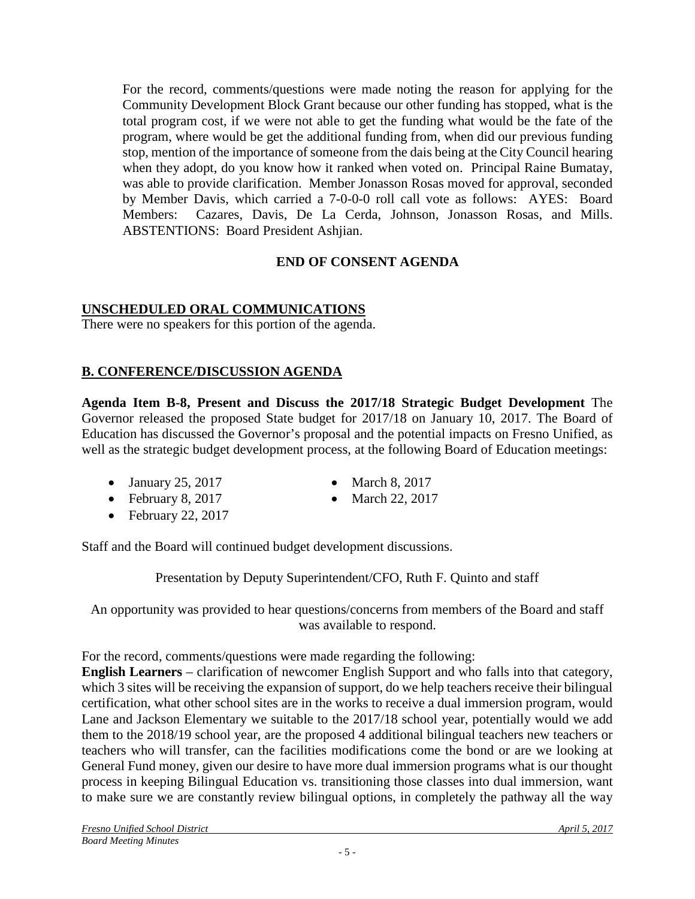For the record, comments/questions were made noting the reason for applying for the Community Development Block Grant because our other funding has stopped, what is the total program cost, if we were not able to get the funding what would be the fate of the program, where would be get the additional funding from, when did our previous funding stop, mention of the importance of someone from the dais being at the City Council hearing when they adopt, do you know how it ranked when voted on. Principal Raine Bumatay, was able to provide clarification. Member Jonasson Rosas moved for approval, seconded by Member Davis, which carried a 7-0-0-0 roll call vote as follows: AYES: Board Members: Cazares, Davis, De La Cerda, Johnson, Jonasson Rosas, and Mills. ABSTENTIONS: Board President Ashjian.

**END OF CONSENT AGENDA**

**UNSCHEDULED ORAL COMMUNICATIONS**

There were no speakers for this portion of the agenda.

**B. CONFERENCE/DISCUSSION AGENDA**

**Agenda Item B-8, Present and Discuss the 2017/18 Strategic Budget Development** The Governor released the proposed State budget for 2017/18 on January 10, 2017. The Board of Education has discussed the Governor's proposal and the potential impacts on Fresno Unified, as well as the strategic budget development process, at the following Board of Education meetings:

- January 25, 2017
- February 8, 2017
- February 22, 2017
- March 8, 2017
- March 22, 2017

Staff and the Board will continued budget development discussions.

Presentation by Deputy Superintendent/CFO, Ruth F. Quinto and staff

An opportunity was provided to hear questions/concerns from members of the Board and staff was available to respond.

For the record, comments/questions were made regarding the following:

**English Learners** – clarification of newcomer English Support and who falls into that category, which 3 sites will be receiving the expansion of support, do we help teachers receive their bilingual certification, what other school sites are in the works to receive a dual immersion program, would Lane and Jackson Elementary we suitable to the 2017/18 school year, potentially would we add them to the 2018/19 school year, are the proposed 4 additional bilingual teachers new teachers or teachers who will transfer, can the facilities modifications come the bond or are we looking at General Fund money, given our desire to have more dual immersion programs what is our thought process in keeping Bilingual Education vs. transitioning those classes into dual immersion, want to make sure we are constantly review bilingual options, in completely the pathway all the way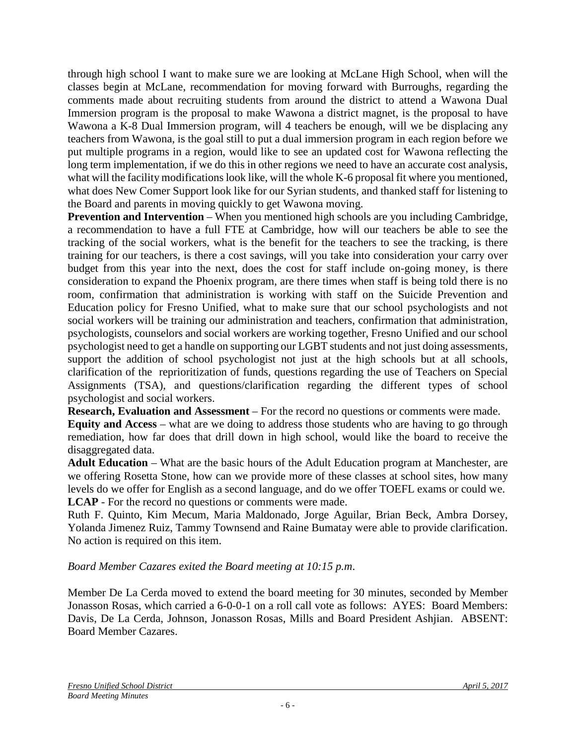through high school I want to make sure we are looking at McLane High School, when will the classes begin at McLane, recommendation for moving forward with Burroughs, regarding the comments made about recruiting students from around the district to attend a Wawona Dual Immersion program is the proposal to make Wawona a district magnet, is the proposal to have Wawona a K-8 Dual Immersion program, will 4 teachers be enough, will we be displacing any teachers from Wawona, is the goal still to put a dual immersion program in each region before we put multiple programs in a region, would like to see an updated cost for Wawona reflecting the long term implementation, if we do this in other regions we need to have an accurate cost analysis, what will the facility modifications look like, will the whole K-6 proposal fit where you mentioned, what does New Comer Support look like for our Syrian students, and thanked staff for listening to the Board and parents in moving quickly to get Wawona moving.

**Prevention and Intervention** – When you mentioned high schools are you including Cambridge, a recommendation to have a full FTE at Cambridge, how will our teachers be able to see the tracking of the social workers, what is the benefit for the teachers to see the tracking, is there training for our teachers, is there a cost savings, will you take into consideration your carry over budget from this year into the next, does the cost for staff include on-going money, is there consideration to expand the Phoenix program, are there times when staff is being told there is no room, confirmation that administration is working with staff on the Suicide Prevention and Education policy for Fresno Unified, what to make sure that our school psychologists and not social workers will be training our administration and teachers, confirmation that administration, psychologists, counselors and social workers are working together, Fresno Unified and our school psychologist need to get a handle on supporting our LGBT students and not just doing assessments, support the addition of school psychologist not just at the high schools but at all schools, clarification of the reprioritization of funds, questions regarding the use of Teachers on Special Assignments (TSA), and questions/clarification regarding the different types of school psychologist and social workers.

**Research, Evaluation and Assessment** – For the record no questions or comments were made.

**Equity and Access** – what are we doing to address those students who are having to go through remediation, how far does that drill down in high school, would like the board to receive the disaggregated data.

**Adult Education** – What are the basic hours of the Adult Education program at Manchester, are we offering Rosetta Stone, how can we provide more of these classes at school sites, how many levels do we offer for English as a second language, and do we offer TOEFL exams or could we.

**LCAP** - For the record no questions or comments were made.

Ruth F. Quinto, Kim Mecum, Maria Maldonado, Jorge Aguilar, Brian Beck, Ambra Dorsey, Yolanda Jimenez Ruiz, Tammy Townsend and Raine Bumatay were able to provide clarification. No action is required on this item.

*Board Member Cazares exited the Board meeting at 10:15 p.m.*

Member De La Cerda moved to extend the board meeting for 30 minutes, seconded by Member Jonasson Rosas, which carried a 6-0-0-1 on a roll call vote as follows: AYES: Board Members: Davis, De La Cerda, Johnson, Jonasson Rosas, Mills and Board President Ashjian. ABSENT: Board Member Cazares.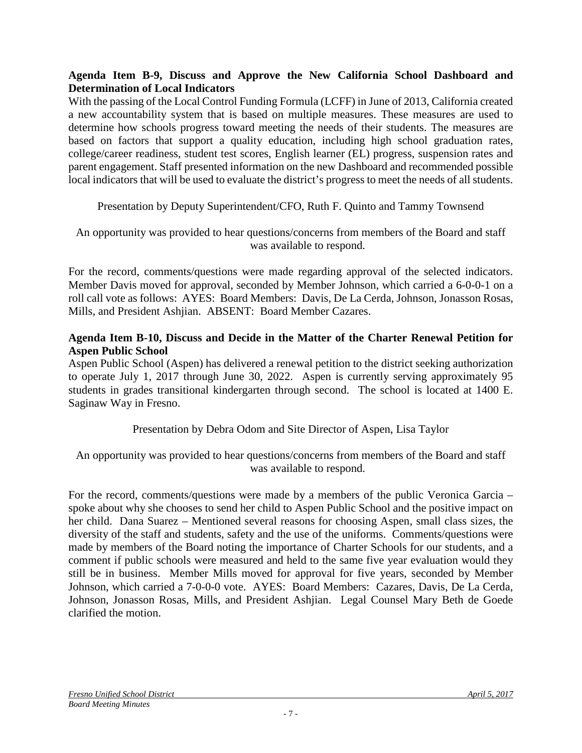**Agenda Item B-9, Discuss and Approve the New California School Dashboard and Determination of Local Indicators**

With the passing of the Local Control Funding Formula (LCFF) in June of 2013, California created a new accountability system that is based on multiple measures. These measures are used to determine how schools progress toward meeting the needs of their students. The measures are based on factors that support a quality education, including high school graduation rates, college/career readiness, student test scores, English learner (EL) progress, suspension rates and parent engagement. Staff presented information on the new Dashboard and recommended possible local indicators that will be used to evaluate the district's progress to meet the needs of all students.

Presentation by Deputy Superintendent/CFO, Ruth F. Quinto and Tammy Townsend

An opportunity was provided to hear questions/concerns from members of the Board and staff was available to respond.

For the record, comments/questions were made regarding approval of the selected indicators. Member Davis moved for approval, seconded by Member Johnson, which carried a 6-0-0-1 on a roll call vote as follows: AYES: Board Members: Davis, De La Cerda, Johnson, Jonasson Rosas, Mills, and President Ashjian. ABSENT: Board Member Cazares.

**Agenda Item B-10, Discuss and Decide in the Matter of the Charter Renewal Petition for Aspen Public School**

Aspen Public School (Aspen) has delivered a renewal petition to the district seeking authorization to operate July 1, 2017 through June 30, 2022. Aspen is currently serving approximately 95 students in grades transitional kindergarten through second. The school is located at 1400 E. Saginaw Way in Fresno.

Presentation by Debra Odom and Site Director of Aspen, Lisa Taylor

An opportunity was provided to hear questions/concerns from members of the Board and staff was available to respond.

For the record, comments/questions were made by a members of the public Veronica Garcia – spoke about why she chooses to send her child to Aspen Public School and the positive impact on her child. Dana Suarez – Mentioned several reasons for choosing Aspen, small class sizes, the diversity of the staff and students, safety and the use of the uniforms. Comments/questions were made by members of the Board noting the importance of Charter Schools for our students, and a comment if public schools were measured and held to the same five year evaluation would they still be in business. Member Mills moved for approval for five years, seconded by Member Johnson, which carried a 7-0-0-0 vote. AYES: Board Members: Cazares, Davis, De La Cerda, Johnson, Jonasson Rosas, Mills, and President Ashjian. Legal Counsel Mary Beth de Goede clarified the motion.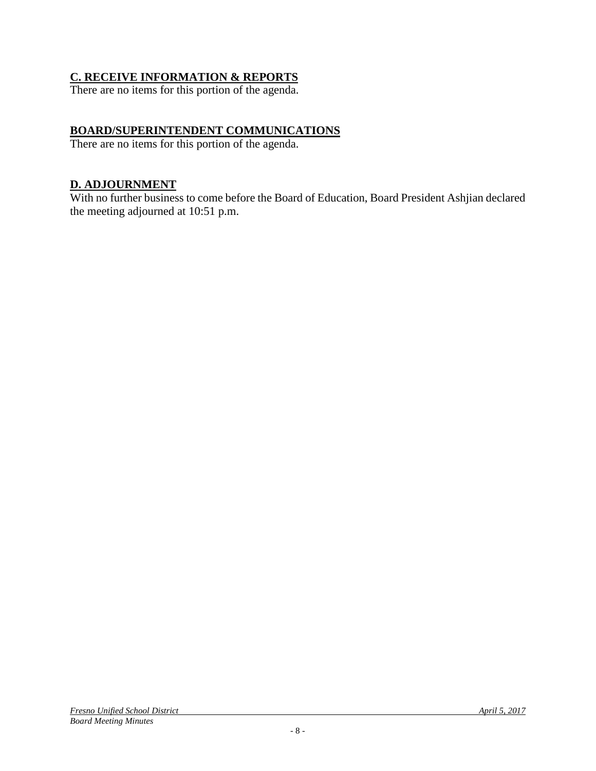**C. RECEIVE INFORMATION & REPORTS**

There are no items for this portion of the agenda.

**BOARD/SUPERINTENDENT COMMUNICATIONS**

There are no items for this portion of the agenda.

**D. ADJOURNMENT**

With no further business to come before the Board of Education, Board President Ashjian declared the meeting adjourned at 10:51 p.m.